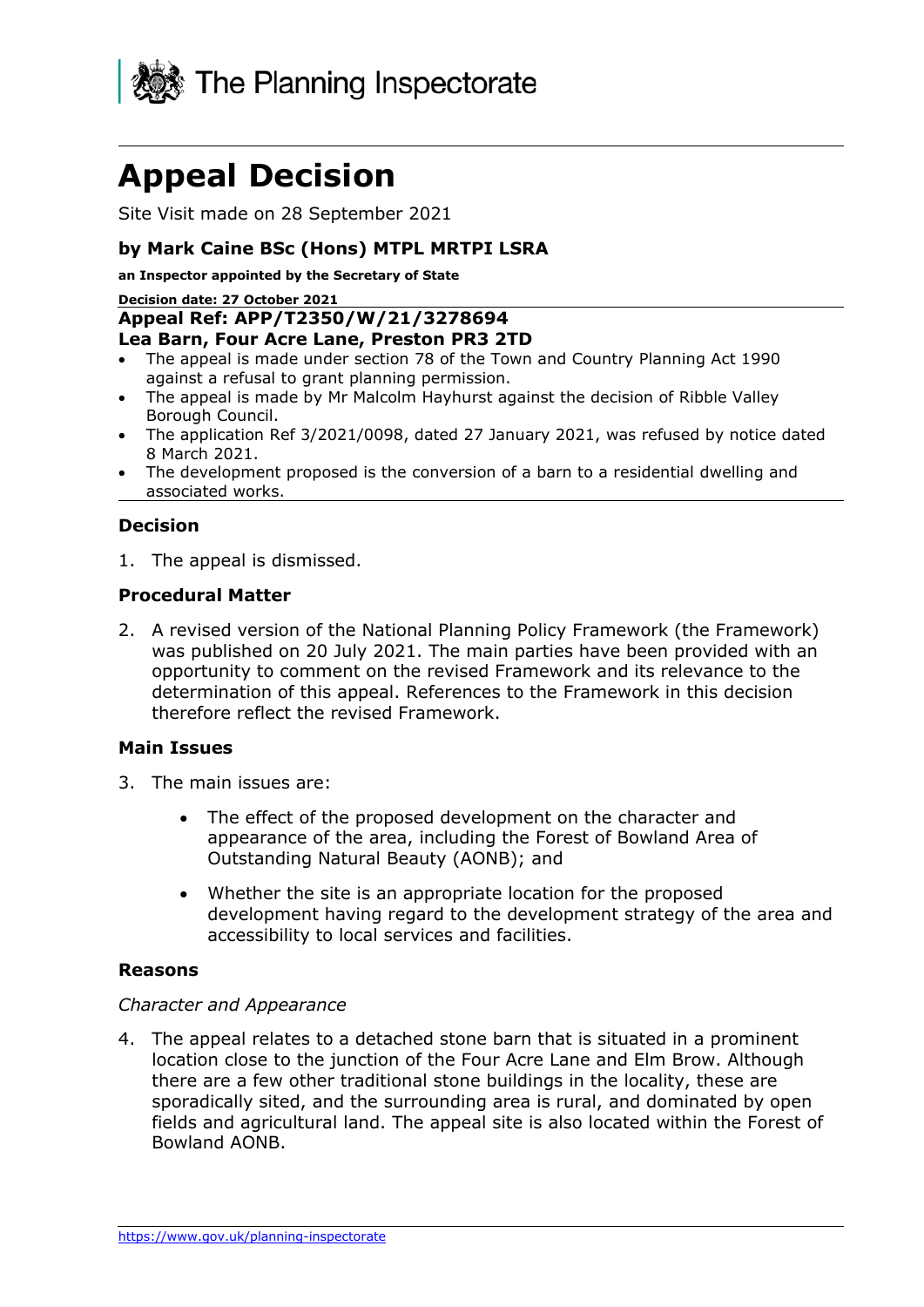The Planning Inspectorate

# Appeal Decision

Site Visit made on 28 September 2021

**by Mark Caine BSc (Hons) MTPL MRTPI LSRA**

**an Inspector appointed by the Secretary of State**

**Decision date: 27 October 2021**

**Appeal Ref: APP/T2350/W/21/3278694**
**Lea Barn, Four Acre Lane, Preston PR3 2TD**

- The appeal is made under section 78 of the Town and Country Planning Act 1990 against a refusal to grant planning permission.
- The appeal is made by Mr Malcolm Hayhurst against the decision of Ribble Valley Borough Council.
- The application Ref 3/2021/0098, dated 27 January 2021, was refused by notice dated 8 March 2021.
- The development proposed is the conversion of a barn to a residential dwelling and associated works.

### Decision

1. The appeal is dismissed.

### Procedural Matter

2. A revised version of the National Planning Policy Framework (the Framework) was published on 20 July 2021. The main parties have been provided with an opportunity to comment on the revised Framework and its relevance to the determination of this appeal. References to the Framework in this decision therefore reflect the revised Framework.

### Main Issues

3. The main issues are:

   - The effect of the proposed development on the character and appearance of the area, including the Forest of Bowland Area of Outstanding Natural Beauty (AONB); and
   - Whether the site is an appropriate location for the proposed development having regard to the development strategy of the area and accessibility to local services and facilities.

### Reasons

*Character and Appearance*

4. The appeal relates to a detached stone barn that is situated in a prominent location close to the junction of the Four Acre Lane and Elm Brow. Although there are a few other traditional stone buildings in the locality, these are sporadically sited, and the surrounding area is rural, and dominated by open fields and agricultural land. The appeal site is also located within the Forest of Bowland AONB.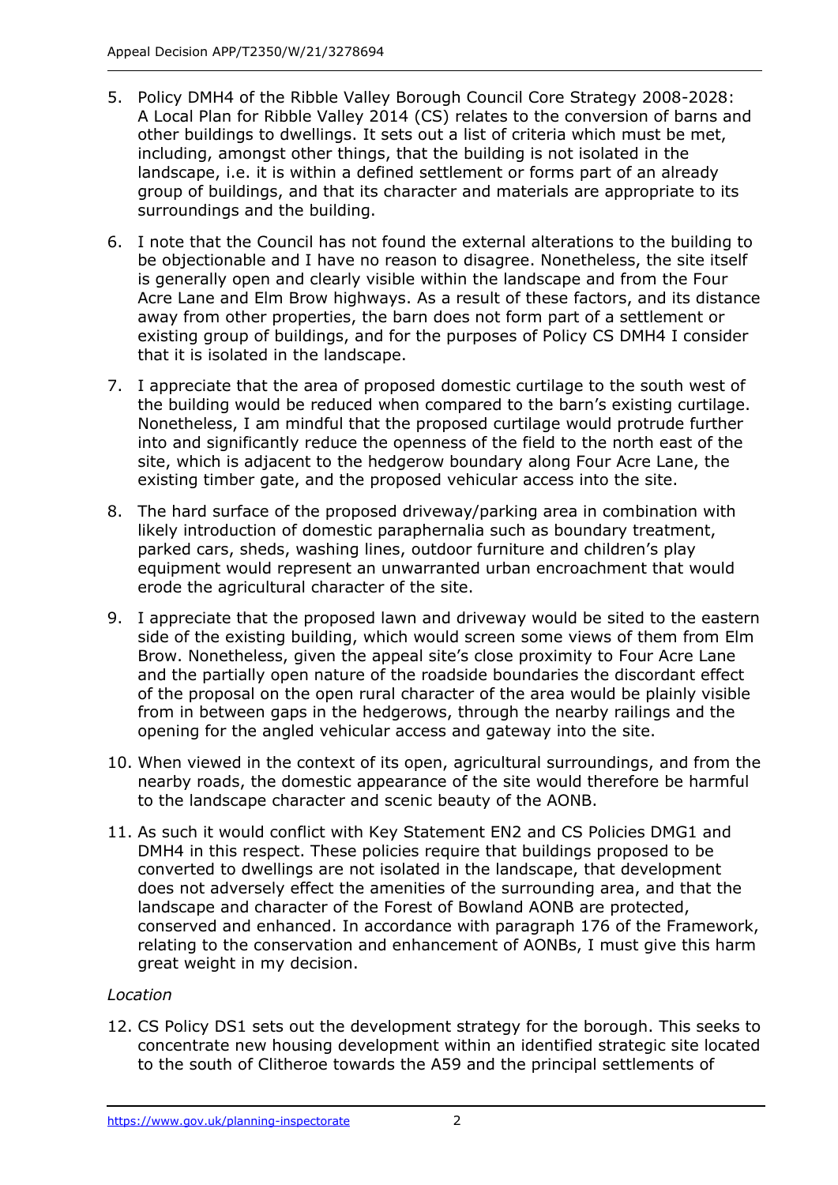5. Policy DMH4 of the Ribble Valley Borough Council Core Strategy 2008-2028: A Local Plan for Ribble Valley 2014 (CS) relates to the conversion of barns and other buildings to dwellings. It sets out a list of criteria which must be met, including, amongst other things, that the building is not isolated in the landscape, i.e. it is within a defined settlement or forms part of an already group of buildings, and that its character and materials are appropriate to its surroundings and the building.

6. I note that the Council has not found the external alterations to the building to be objectionable and I have no reason to disagree. Nonetheless, the site itself is generally open and clearly visible within the landscape and from the Four Acre Lane and Elm Brow highways. As a result of these factors, and its distance away from other properties, the barn does not form part of a settlement or existing group of buildings, and for the purposes of Policy CS DMH4 I consider that it is isolated in the landscape.

7. I appreciate that the area of proposed domestic curtilage to the south west of the building would be reduced when compared to the barn's existing curtilage. Nonetheless, I am mindful that the proposed curtilage would protrude further into and significantly reduce the openness of the field to the north east of the site, which is adjacent to the hedgerow boundary along Four Acre Lane, the existing timber gate, and the proposed vehicular access into the site.

8. The hard surface of the proposed driveway/parking area in combination with likely introduction of domestic paraphernalia such as boundary treatment, parked cars, sheds, washing lines, outdoor furniture and children's play equipment would represent an unwarranted urban encroachment that would erode the agricultural character of the site.

9. I appreciate that the proposed lawn and driveway would be sited to the eastern side of the existing building, which would screen some views of them from Elm Brow. Nonetheless, given the appeal site's close proximity to Four Acre Lane and the partially open nature of the roadside boundaries the discordant effect of the proposal on the open rural character of the area would be plainly visible from in between gaps in the hedgerows, through the nearby railings and the opening for the angled vehicular access and gateway into the site.

10. When viewed in the context of its open, agricultural surroundings, and from the nearby roads, the domestic appearance of the site would therefore be harmful to the landscape character and scenic beauty of the AONB.

11. As such it would conflict with Key Statement EN2 and CS Policies DMG1 and DMH4 in this respect. These policies require that buildings proposed to be converted to dwellings are not isolated in the landscape, that development does not adversely effect the amenities of the surrounding area, and that the landscape and character of the Forest of Bowland AONB are protected, conserved and enhanced. In accordance with paragraph 176 of the Framework, relating to the conservation and enhancement of AONBs, I must give this harm great weight in my decision.

*Location*

12. CS Policy DS1 sets out the development strategy for the borough. This seeks to concentrate new housing development within an identified strategic site located to the south of Clitheroe towards the A59 and the principal settlements of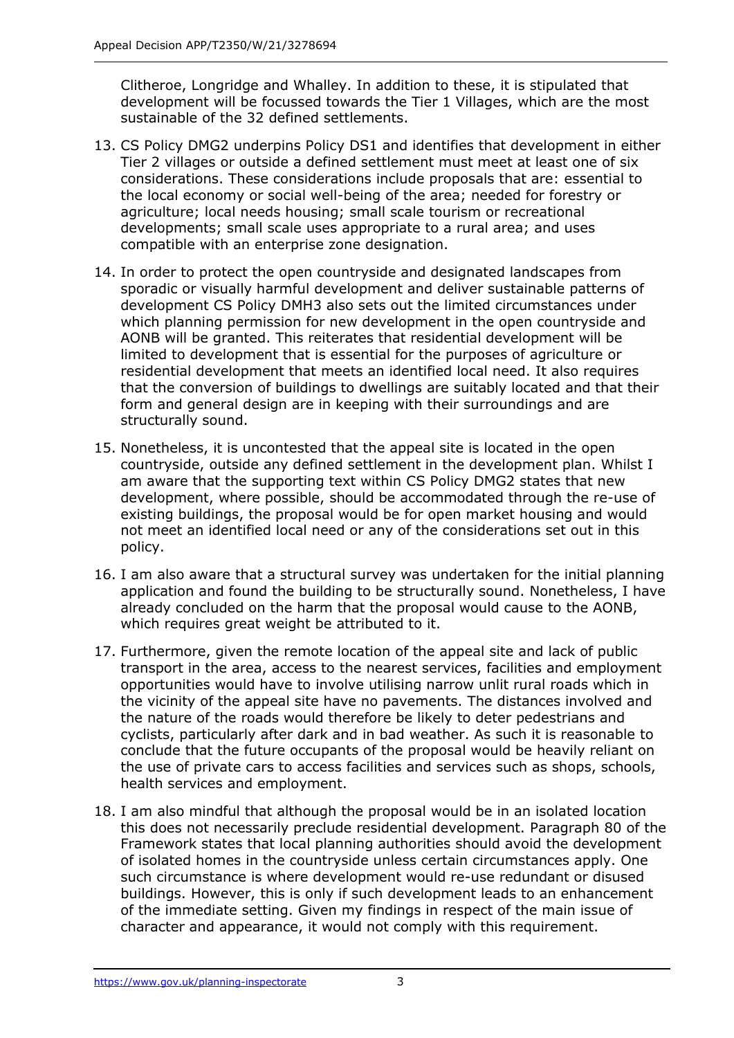Clitheroe, Longridge and Whalley. In addition to these, it is stipulated that development will be focussed towards the Tier 1 Villages, which are the most sustainable of the 32 defined settlements.

13. CS Policy DMG2 underpins Policy DS1 and identifies that development in either Tier 2 villages or outside a defined settlement must meet at least one of six considerations. These considerations include proposals that are: essential to the local economy or social well-being of the area; needed for forestry or agriculture; local needs housing; small scale tourism or recreational developments; small scale uses appropriate to a rural area; and uses compatible with an enterprise zone designation.

14. In order to protect the open countryside and designated landscapes from sporadic or visually harmful development and deliver sustainable patterns of development CS Policy DMH3 also sets out the limited circumstances under which planning permission for new development in the open countryside and AONB will be granted. This reiterates that residential development will be limited to development that is essential for the purposes of agriculture or residential development that meets an identified local need. It also requires that the conversion of buildings to dwellings are suitably located and that their form and general design are in keeping with their surroundings and are structurally sound.

15. Nonetheless, it is uncontested that the appeal site is located in the open countryside, outside any defined settlement in the development plan. Whilst I am aware that the supporting text within CS Policy DMG2 states that new development, where possible, should be accommodated through the re-use of existing buildings, the proposal would be for open market housing and would not meet an identified local need or any of the considerations set out in this policy.

16. I am also aware that a structural survey was undertaken for the initial planning application and found the building to be structurally sound. Nonetheless, I have already concluded on the harm that the proposal would cause to the AONB, which requires great weight be attributed to it.

17. Furthermore, given the remote location of the appeal site and lack of public transport in the area, access to the nearest services, facilities and employment opportunities would have to involve utilising narrow unlit rural roads which in the vicinity of the appeal site have no pavements. The distances involved and the nature of the roads would therefore be likely to deter pedestrians and cyclists, particularly after dark and in bad weather. As such it is reasonable to conclude that the future occupants of the proposal would be heavily reliant on the use of private cars to access facilities and services such as shops, schools, health services and employment.

18. I am also mindful that although the proposal would be in an isolated location this does not necessarily preclude residential development. Paragraph 80 of the Framework states that local planning authorities should avoid the development of isolated homes in the countryside unless certain circumstances apply. One such circumstance is where development would re-use redundant or disused buildings. However, this is only if such development leads to an enhancement of the immediate setting. Given my findings in respect of the main issue of character and appearance, it would not comply with this requirement.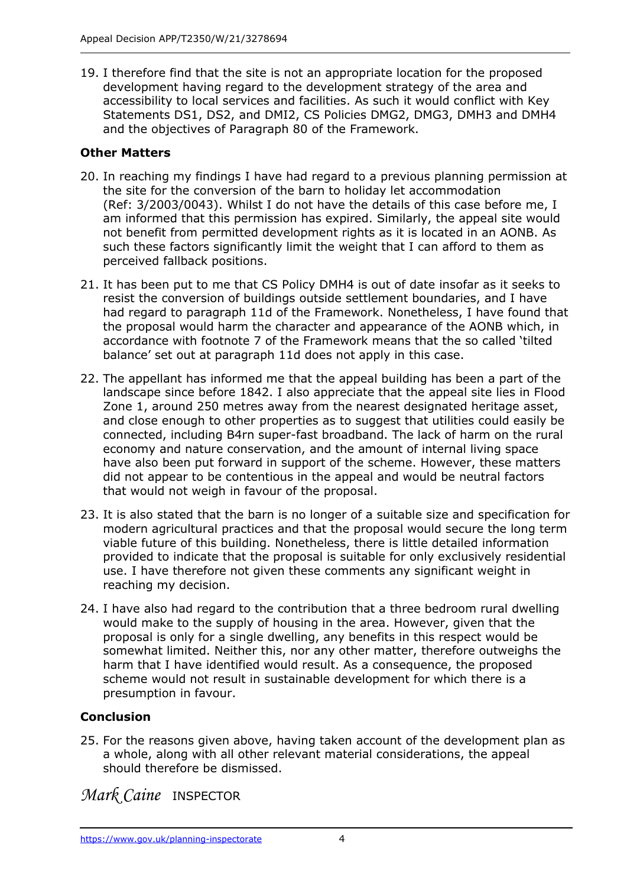19. I therefore find that the site is not an appropriate location for the proposed development having regard to the development strategy of the area and accessibility to local services and facilities. As such it would conflict with Key Statements DS1, DS2, and DMI2, CS Policies DMG2, DMG3, DMH3 and DMH4 and the objectives of Paragraph 80 of the Framework.

**Other Matters**

20. In reaching my findings I have had regard to a previous planning permission at the site for the conversion of the barn to holiday let accommodation (Ref: 3/2003/0043). Whilst I do not have the details of this case before me, I am informed that this permission has expired. Similarly, the appeal site would not benefit from permitted development rights as it is located in an AONB. As such these factors significantly limit the weight that I can afford to them as perceived fallback positions.

21. It has been put to me that CS Policy DMH4 is out of date insofar as it seeks to resist the conversion of buildings outside settlement boundaries, and I have had regard to paragraph 11d of the Framework. Nonetheless, I have found that the proposal would harm the character and appearance of the AONB which, in accordance with footnote 7 of the Framework means that the so called 'tilted balance' set out at paragraph 11d does not apply in this case.

22. The appellant has informed me that the appeal building has been a part of the landscape since before 1842. I also appreciate that the appeal site lies in Flood Zone 1, around 250 metres away from the nearest designated heritage asset, and close enough to other properties as to suggest that utilities could easily be connected, including B4rn super-fast broadband. The lack of harm on the rural economy and nature conservation, and the amount of internal living space have also been put forward in support of the scheme. However, these matters did not appear to be contentious in the appeal and would be neutral factors that would not weigh in favour of the proposal.

23. It is also stated that the barn is no longer of a suitable size and specification for modern agricultural practices and that the proposal would secure the long term viable future of this building. Nonetheless, there is little detailed information provided to indicate that the proposal is suitable for only exclusively residential use. I have therefore not given these comments any significant weight in reaching my decision.

24. I have also had regard to the contribution that a three bedroom rural dwelling would make to the supply of housing in the area. However, given that the proposal is only for a single dwelling, any benefits in this respect would be somewhat limited. Neither this, nor any other matter, therefore outweighs the harm that I have identified would result. As a consequence, the proposed scheme would not result in sustainable development for which there is a presumption in favour.

**Conclusion**

25. For the reasons given above, having taken account of the development plan as a whole, along with all other relevant material considerations, the appeal should therefore be dismissed.

*Mark Caine* INSPECTOR